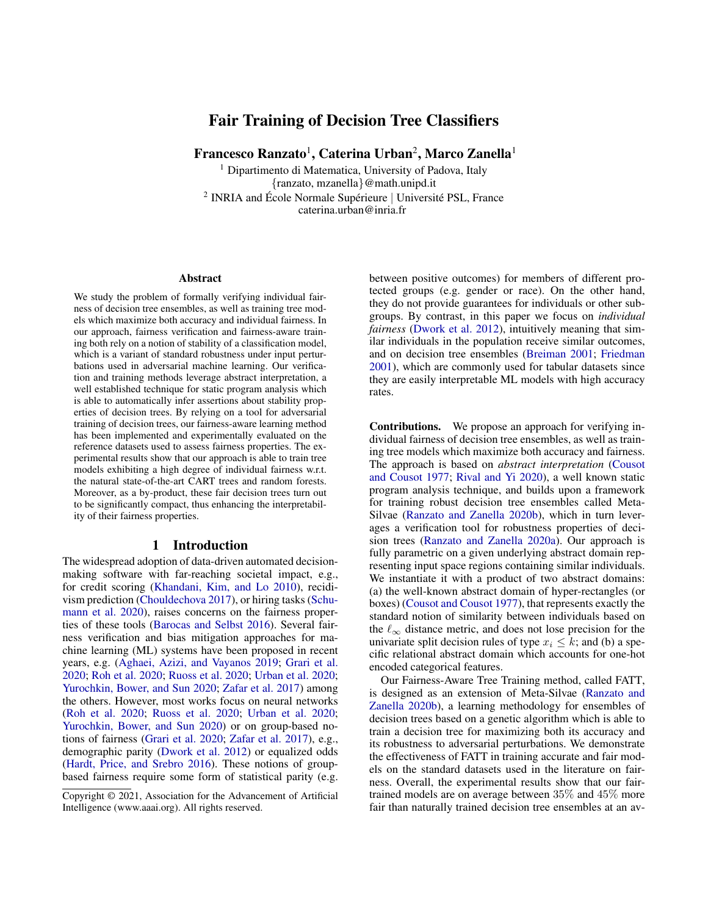# Fair Training of Decision Tree Classifiers

**Francesco Ranzato**[1], **Caterina Urban**[2], **Marco Zanella**[1]

[1] Dipartimento di Matematica, University of Padova, Italy
{ranzato, mzanella}@math.unipd.it
[2] INRIA and École Normale Supérieure | Université PSL, France
caterina.urban@inria.fr

### Abstract

We study the problem of formally verifying individual fairness of decision tree ensembles, as well as training tree models which maximize both accuracy and individual fairness. In our approach, fairness verification and fairness-aware training both rely on a notion of stability of a classification model, which is a variant of standard robustness under input perturbations used in adversarial machine learning. Our verification and training methods leverage abstract interpretation, a well established technique for static program analysis which is able to automatically infer assertions about stability properties of decision trees. By relying on a tool for adversarial training of decision trees, our fairness-aware learning method has been implemented and experimentally evaluated on the reference datasets used to assess fairness properties. The experimental results show that our approach is able to train tree models exhibiting a high degree of individual fairness w.r.t. the natural state-of-the-art CART trees and random forests. Moreover, as a by-product, these fair decision trees turn out to be significantly compact, thus enhancing the interpretability of their fairness properties.

## 1 Introduction

The widespread adoption of data-driven automated decision-making software with far-reaching societal impact, e.g., for credit scoring (Khandani, Kim, and Lo 2010), recidivism prediction (Chouldechova 2017), or hiring tasks (Schumann et al. 2020), raises concerns on the fairness properties of these tools (Barocas and Selbst 2016). Several fairness verification and bias mitigation approaches for machine learning (ML) systems have been proposed in recent years, e.g. (Aghaei, Azizi, and Vayanos 2019; Grari et al. 2020; Roh et al. 2020; Ruoss et al. 2020; Urban et al. 2020; Yurochkin, Bower, and Sun 2020; Zafar et al. 2017) among the others. However, most works focus on neural networks (Roh et al. 2020; Ruoss et al. 2020; Urban et al. 2020; Yurochkin, Bower, and Sun 2020) or on group-based notions of fairness (Grari et al. 2020; Zafar et al. 2017), e.g., demographic parity (Dwork et al. 2012) or equalized odds (Hardt, Price, and Srebro 2016). These notions of group-based fairness require some form of statistical parity (e.g. between positive outcomes) for members of different protected groups (e.g. gender or race). On the other hand, they do not provide guarantees for individuals or other subgroups. By contrast, in this paper we focus on *individual fairness* (Dwork et al. 2012), intuitively meaning that similar individuals in the population receive similar outcomes, and on decision tree ensembles (Breiman 2001; Friedman 2001), which are commonly used for tabular datasets since they are easily interpretable ML models with high accuracy rates.

**Contributions.** We propose an approach for verifying individual fairness of decision tree ensembles, as well as training tree models which maximize both accuracy and fairness. The approach is based on *abstract interpretation* (Cousot and Cousot 1977; Rival and Yi 2020), a well known static program analysis technique, and builds upon a framework for training robust decision tree ensembles called Meta-Silvae (Ranzato and Zanella 2020b), which in turn leverages a verification tool for robustness properties of decision trees (Ranzato and Zanella 2020a). Our approach is fully parametric on a given underlying abstract domain representing input space regions containing similar individuals. We instantiate it with a product of two abstract domains: (a) the well-known abstract domain of hyper-rectangles (or boxes) (Cousot and Cousot 1977), that represents exactly the standard notion of similarity between individuals based on the $\ell_\infty$ distance metric, and does not lose precision for the univariate split decision rules of type $x_i \leq k$; and (b) a specific relational abstract domain which accounts for one-hot encoded categorical features.

Our Fairness-Aware Tree Training method, called FATT, is designed as an extension of Meta-Silvae (Ranzato and Zanella 2020b), a learning methodology for ensembles of decision trees based on a genetic algorithm which is able to train a decision tree for maximizing both its accuracy and its robustness to adversarial perturbations. We demonstrate the effectiveness of FATT in training accurate and fair models on the standard datasets used in the literature on fairness. Overall, the experimental results show that our fair-trained models are on average between $35\%$ and $45\%$ more fair than naturally trained decision tree ensembles at an av-

Copyright © 2021, Association for the Advancement of Artificial Intelligence (www.aaai.org). All rights reserved.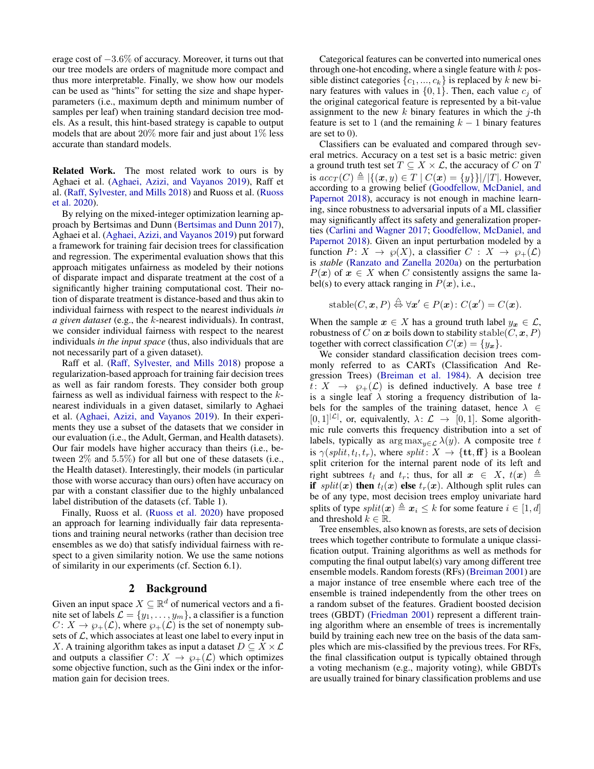erage cost of $-3.6\%$ of accuracy. Moreover, it turns out that our tree models are orders of magnitude more compact and thus more interpretable. Finally, we show how our models can be used as "hints" for setting the size and shape hyperparameters (i.e., maximum depth and minimum number of samples per leaf) when training standard decision tree models. As a result, this hint-based strategy is capable to output models that are about $20\%$ more fair and just about $1\%$ less accurate than standard models.

**Related Work.** The most related work to ours is by Aghaei et al. (Aghaei, Azizi, and Vayanos 2019), Raff et al. (Raff, Sylvester, and Mills 2018) and Ruoss et al. (Ruoss et al. 2020).

By relying on the mixed-integer optimization learning approach by Bertsimas and Dunn (Bertsimas and Dunn 2017), Aghaei et al. (Aghaei, Azizi, and Vayanos 2019) put forward a framework for training fair decision trees for classification and regression. The experimental evaluation shows that this approach mitigates unfairness as modeled by their notions of disparate impact and disparate treatment at the cost of a significantly higher training computational cost. Their notion of disparate treatment is distance-based and thus akin to individual fairness with respect to the nearest individuals *in a given dataset* (e.g., the $k$-nearest individuals). In contrast, we consider individual fairness with respect to the nearest individuals *in the input space* (thus, also individuals that are not necessarily part of a given dataset).

Raff et al. (Raff, Sylvester, and Mills 2018) propose a regularization-based approach for training fair decision trees as well as fair random forests. They consider both group fairness as well as individual fairness with respect to the $k$-nearest individuals in a given dataset, similarly to Aghaei et al. (Aghaei, Azizi, and Vayanos 2019). In their experiments they use a subset of the datasets that we consider in our evaluation (i.e., the Adult, German, and Health datasets). Our fair models have higher accuracy than theirs (i.e., between $2\%$ and $5.5\%$) for all but one of these datasets (i.e., the Health dataset). Interestingly, their models (in particular those with worse accuracy than ours) often have accuracy on par with a constant classifier due to the highly unbalanced label distribution of the datasets (cf. Table 1).

Finally, Ruoss et al. (Ruoss et al. 2020) have proposed an approach for learning individually fair data representations and training neural networks (rather than decision tree ensembles as we do) that satisfy individual fairness with respect to a given similarity notion. We use the same notions of similarity in our experiments (cf. Section 6.1).

## 2 Background

Given an input space $X \subseteq \mathbb{R}^d$ of numerical vectors and a finite set of labels $\mathcal{L} = \{y_1, \ldots, y_m\}$, a classifier is a function $C \colon X \to \wp_+(\mathcal{L})$, where $\wp_+(\mathcal{L})$ is the set of nonempty subsets of $\mathcal{L}$, which associates at least one label to every input in $X$. A training algorithm takes as input a dataset $D \subseteq X \times \mathcal{L}$ and outputs a classifier $C \colon X \to \wp_+(\mathcal{L})$ which optimizes some objective function, such as the Gini index or the information gain for decision trees.

Categorical features can be converted into numerical ones through one-hot encoding, where a single feature with $k$ possible distinct categories $\{c_1, ..., c_k\}$ is replaced by $k$ new binary features with values in $\{0, 1\}$. Then, each value $c_j$ of the original categorical feature is represented by a bit-value assignment to the new $k$ binary features in which the $j$-th feature is set to 1 (and the remaining $k - 1$ binary features are set to 0).

Classifiers can be evaluated and compared through several metrics. Accuracy on a test set is a basic metric: given a ground truth test set $T \subseteq X \times \mathcal{L}$, the accuracy of $C$ on $T$ is $acc_T(C) \triangleq |\{(\boldsymbol{x}, y) \in T \mid C(\boldsymbol{x}) = \{y\}\}|/|T|$. However, according to a growing belief (Goodfellow, McDaniel, and Papernot 2018), accuracy is not enough in machine learning, since robustness to adversarial inputs of a ML classifier may significantly affect its safety and generalization properties (Carlini and Wagner 2017; Goodfellow, McDaniel, and Papernot 2018). Given an input perturbation modeled by a function $P \colon X \to \wp(X)$, a classifier $C : X \to \wp_+(\mathcal{L})$ is *stable* (Ranzato and Zanella 2020a) on the perturbation $P(\boldsymbol{x})$ of $\boldsymbol{x} \in X$ when $C$ consistently assigns the same label(s) to every attack ranging in $P(\boldsymbol{x})$, i.e.,

$$\mathrm{stable}(C, \boldsymbol{x}, P) \overset{\triangle}{\Leftrightarrow} \forall \boldsymbol{x}' \in P(\boldsymbol{x}) \colon C(\boldsymbol{x}') = C(\boldsymbol{x}).$$

When the sample $\boldsymbol{x} \in X$ has a ground truth label $y_{\boldsymbol{x}} \in \mathcal{L}$, robustness of $C$ on $\boldsymbol{x}$ boils down to stability $\mathrm{stable}(C, \boldsymbol{x}, P)$ together with correct classification $C(\boldsymbol{x}) = \{y_{\boldsymbol{x}}\}$.

We consider standard classification decision trees commonly referred to as CARTs (Classification And Regression Trees) (Breiman et al. 1984). A decision tree $t \colon X \to \wp_+(\mathcal{L})$ is defined inductively. A base tree $t$ is a single leaf $\lambda$ storing a frequency distribution of labels for the samples of the training dataset, hence $\lambda \in [0, 1]^{|\mathcal{L}|}$, or, equivalently, $\lambda \colon \mathcal{L} \to [0, 1]$. Some algorithmic rule converts this frequency distribution into a set of labels, typically as $\arg\max_{y \in \mathcal{L}} \lambda(y)$. A composite tree $t$ is $\gamma(split, t_l, t_r)$, where $split \colon X \to \{\mathbf{tt}, \mathbf{ff}\}$ is a Boolean split criterion for the internal parent node of its left and right subtrees $t_l$ and $t_r$; thus, for all $\boldsymbol{x} \in X$, $t(\boldsymbol{x}) \triangleq$ **if** $split(\boldsymbol{x})$ **then** $t_l(\boldsymbol{x})$ **else** $t_r(\boldsymbol{x})$. Although split rules can be of any type, most decision trees employ univariate hard splits of type $split(\boldsymbol{x}) \triangleq \boldsymbol{x}_i \leq k$ for some feature $i \in [1, d]$ and threshold $k \in \mathbb{R}$.

Tree ensembles, also known as forests, are sets of decision trees which together contribute to formulate a unique classification output. Training algorithms as well as methods for computing the final output label(s) vary among different tree ensemble models. Random forests (RFs) (Breiman 2001) are a major instance of tree ensemble where each tree of the ensemble is trained independently from the other trees on a random subset of the features. Gradient boosted decision trees (GBDT) (Friedman 2001) represent a different training algorithm where an ensemble of trees is incrementally build by training each new tree on the basis of the data samples which are mis-classified by the previous trees. For RFs, the final classification output is typically obtained through a voting mechanism (e.g., majority voting), while GBDTs are usually trained for binary classification problems and use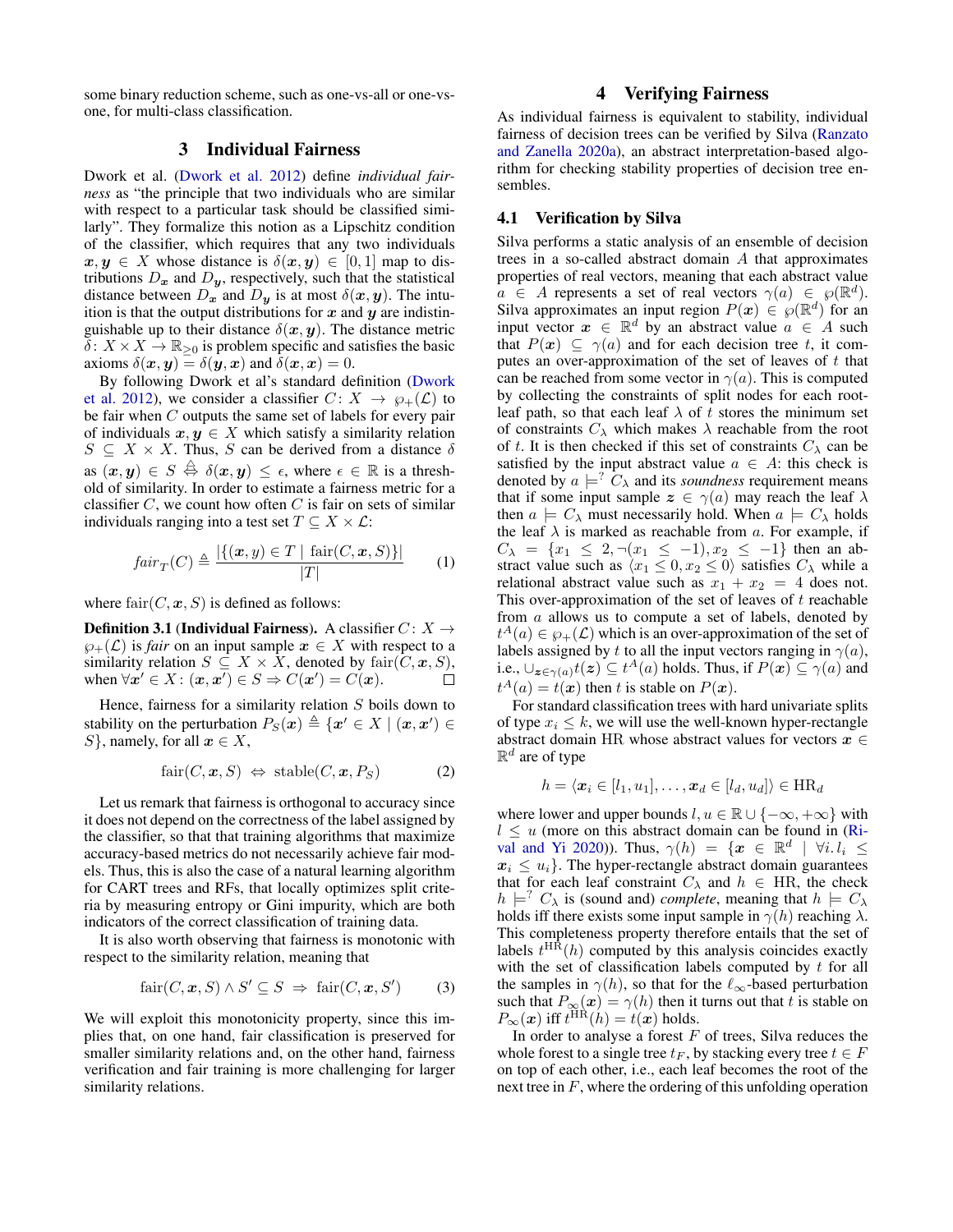some binary reduction scheme, such as one-vs-all or one-vs-one, for multi-class classification.

## 3 Individual Fairness

Dwork et al. (Dwork et al. 2012) define *individual fairness* as "the principle that two individuals who are similar with respect to a particular task should be classified similarly". They formalize this notion as a Lipschitz condition of the classifier, which requires that any two individuals $\boldsymbol{x}, \boldsymbol{y} \in X$ whose distance is $\delta(\boldsymbol{x}, \boldsymbol{y}) \in [0, 1]$ map to distributions $D_{\boldsymbol{x}}$ and $D_{\boldsymbol{y}}$, respectively, such that the statistical distance between $D_{\boldsymbol{x}}$ and $D_{\boldsymbol{y}}$ is at most $\delta(\boldsymbol{x}, \boldsymbol{y})$. The intuition is that the output distributions for $\boldsymbol{x}$ and $\boldsymbol{y}$ are indistinguishable up to their distance $\delta(\boldsymbol{x}, \boldsymbol{y})$. The distance metric $\delta \colon X \times X \to \mathbb{R}_{\geq 0}$ is problem specific and satisfies the basic axioms $\delta(\boldsymbol{x}, \boldsymbol{y}) = \delta(\boldsymbol{y}, \boldsymbol{x})$ and $\delta(\boldsymbol{x}, \boldsymbol{x}) = 0$.

By following Dwork et al's standard definition (Dwork et al. 2012), we consider a classifier $C \colon X \to \wp_{+}(\mathcal{L})$ to be fair when $C$ outputs the same set of labels for every pair of individuals $\boldsymbol{x}, \boldsymbol{y} \in X$ which satisfy a similarity relation $S \subseteq X \times X$. Thus, $S$ can be derived from a distance $\delta$ as $(\boldsymbol{x}, \boldsymbol{y}) \in S \overset{\triangle}{\Leftrightarrow} \delta(\boldsymbol{x}, \boldsymbol{y}) \leq \epsilon$, where $\epsilon \in \mathbb{R}$ is a threshold of similarity. In order to estimate a fairness metric for a classifier $C$, we count how often $C$ is fair on sets of similar individuals ranging into a test set $T \subseteq X \times \mathcal{L}$:

$$fair_T(C) \triangleq \frac{|\{(\boldsymbol{x}, y) \in T \mid \text{fair}(C, \boldsymbol{x}, S)\}|}{|T|} \tag{1}$$

where $\text{fair}(C, \boldsymbol{x}, S)$ is defined as follows:

**Definition 3.1 (Individual Fairness).** A classifier $C \colon X \to \wp_{+}(\mathcal{L})$ is *fair* on an input sample $\boldsymbol{x} \in X$ with respect to a similarity relation $S \subseteq X \times X$, denoted by $\text{fair}(C, \boldsymbol{x}, S)$, when $\forall \boldsymbol{x}' \in X \colon (\boldsymbol{x}, \boldsymbol{x}') \in S \Rightarrow C(\boldsymbol{x}') = C(\boldsymbol{x})$. ☐

Hence, fairness for a similarity relation $S$ boils down to stability on the perturbation $P_S(\boldsymbol{x}) \triangleq \{\boldsymbol{x}' \in X \mid (\boldsymbol{x}, \boldsymbol{x}') \in S\}$, namely, for all $\boldsymbol{x} \in X$,

$$\text{fair}(C, \boldsymbol{x}, S) \;\Leftrightarrow\; \text{stable}(C, \boldsymbol{x}, P_S) \tag{2}$$

Let us remark that fairness is orthogonal to accuracy since it does not depend on the correctness of the label assigned by the classifier, so that that training algorithms that maximize accuracy-based metrics do not necessarily achieve fair models. Thus, this is also the case of a natural learning algorithm for CART trees and RFs, that locally optimizes split criteria by measuring entropy or Gini impurity, which are both indicators of the correct classification of training data.

It is also worth observing that fairness is monotonic with respect to the similarity relation, meaning that

$$\text{fair}(C, \boldsymbol{x}, S) \wedge S' \subseteq S \;\Rightarrow\; \text{fair}(C, \boldsymbol{x}, S') \tag{3}$$

We will exploit this monotonicity property, since this implies that, on one hand, fair classification is preserved for smaller similarity relations and, on the other hand, fairness verification and fair training is more challenging for larger similarity relations.

## 4 Verifying Fairness

As individual fairness is equivalent to stability, individual fairness of decision trees can be verified by Silva (Ranzato and Zanella 2020a), an abstract interpretation-based algorithm for checking stability properties of decision tree ensembles.

### 4.1 Verification by Silva

Silva performs a static analysis of an ensemble of decision trees in a so-called abstract domain $A$ that approximates properties of real vectors, meaning that each abstract value $a \in A$ represents a set of real vectors $\gamma(a) \in \wp(\mathbb{R}^d)$. Silva approximates an input region $P(\boldsymbol{x}) \in \wp(\mathbb{R}^d)$ for an input vector $\boldsymbol{x} \in \mathbb{R}^d$ by an abstract value $a \in A$ such that $P(\boldsymbol{x}) \subseteq \gamma(a)$ and for each decision tree $t$, it computes an over-approximation of the set of leaves of $t$ that can be reached from some vector in $\gamma(a)$. This is computed by collecting the constraints of split nodes for each root-leaf path, so that each leaf $\lambda$ of $t$ stores the minimum set of constraints $C_\lambda$ which makes $\lambda$ reachable from the root of $t$. It is then checked if this set of constraints $C_\lambda$ can be satisfied by the input abstract value $a \in A$: this check is denoted by $a \models^{?} C_\lambda$ and its *soundness* requirement means that if some input sample $\boldsymbol{z} \in \gamma(a)$ may reach the leaf $\lambda$ then $a \models C_\lambda$ must necessarily hold. When $a \models C_\lambda$ holds the leaf $\lambda$ is marked as reachable from $a$. For example, if $C_\lambda = \{x_1 \leq 2, \neg(x_1 \leq -1), x_2 \leq -1\}$ then an abstract value such as $\langle x_1 \leq 0, x_2 \leq 0\rangle$ satisfies $C_\lambda$ while a relational abstract value such as $x_1 + x_2 = 4$ does not. This over-approximation of the set of leaves of $t$ reachable from $a$ allows us to compute a set of labels, denoted by $t^A(a) \in \wp_{+}(\mathcal{L})$ which is an over-approximation of the set of labels assigned by $t$ to all the input vectors ranging in $\gamma(a)$, i.e., $\cup_{\boldsymbol{z} \in \gamma(a)} t(\boldsymbol{z}) \subseteq t^A(a)$ holds. Thus, if $P(\boldsymbol{x}) \subseteq \gamma(a)$ and $t^A(a) = t(\boldsymbol{x})$ then $t$ is stable on $P(\boldsymbol{x})$.

For standard classification trees with hard univariate splits of type $x_i \leq k$, we will use the well-known hyper-rectangle abstract domain HR whose abstract values for vectors $\boldsymbol{x} \in \mathbb{R}^d$ are of type

$$h = \langle \boldsymbol{x}_i \in [l_1, u_1], \ldots, \boldsymbol{x}_d \in [l_d, u_d] \rangle \in \text{HR}_d$$

where lower and upper bounds $l, u \in \mathbb{R} \cup \{-\infty, +\infty\}$ with $l \leq u$ (more on this abstract domain can be found in (Rival and Yi 2020)). Thus, $\gamma(h) = \{\boldsymbol{x} \in \mathbb{R}^d \mid \forall i.\, l_i \leq \boldsymbol{x}_i \leq u_i\}$. The hyper-rectangle abstract domain guarantees that for each leaf constraint $C_\lambda$ and $h \in \text{HR}$, the check $h \models^{?} C_\lambda$ is (sound and) *complete*, meaning that $h \models C_\lambda$ holds iff there exists some input sample in $\gamma(h)$ reaching $\lambda$. This completeness property therefore entails that the set of labels $t^{\text{HR}}(h)$ computed by this analysis coincides exactly with the set of classification labels computed by $t$ for all the samples in $\gamma(h)$, so that for the $\ell_\infty$-based perturbation such that $P_\infty(\boldsymbol{x}) = \gamma(h)$ then it turns out that $t$ is stable on $P_\infty(\boldsymbol{x})$ iff $t^{\text{HR}}(h) = t(\boldsymbol{x})$ holds.

In order to analyse a forest $F$ of trees, Silva reduces the whole forest to a single tree $t_F$, by stacking every tree $t \in F$ on top of each other, i.e., each leaf becomes the root of the next tree in $F$, where the ordering of this unfolding operation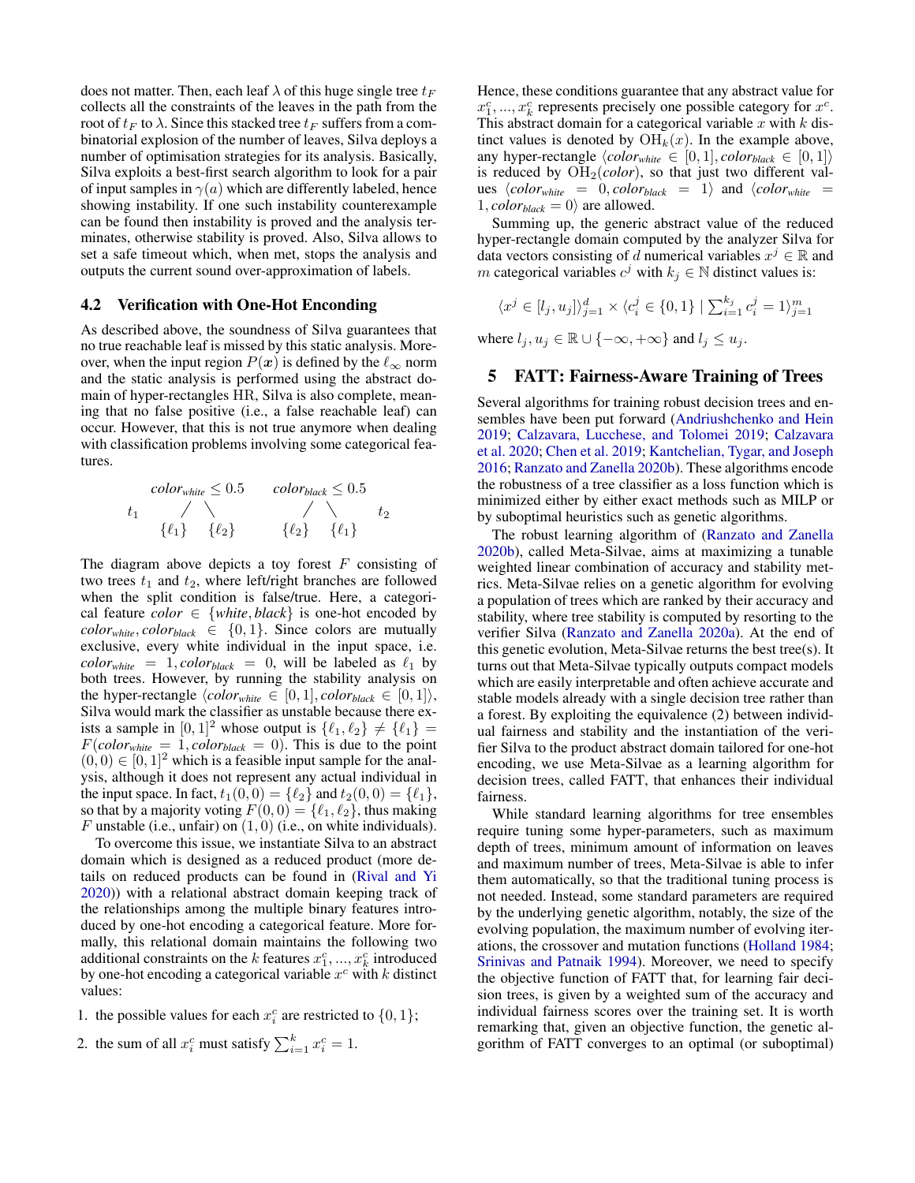does not matter. Then, each leaf $\lambda$ of this huge single tree $t_F$ collects all the constraints of the leaves in the path from the root of $t_F$ to $\lambda$. Since this stacked tree $t_F$ suffers from a combinatorial explosion of the number of leaves, Silva deploys a number of optimisation strategies for its analysis. Basically, Silva exploits a best-first search algorithm to look for a pair of input samples in $\gamma(a)$ which are differently labeled, hence showing instability. If one such instability counterexample can be found then instability is proved and the analysis terminates, otherwise stability is proved. Also, Silva allows to set a safe timeout which, when met, stops the analysis and outputs the current sound over-approximation of labels.

### 4.2 Verification with One-Hot Enconding

As described above, the soundness of Silva guarantees that no true reachable leaf is missed by this static analysis. Moreover, when the input region $P(\boldsymbol{x})$ is defined by the $\ell_\infty$ norm and the static analysis is performed using the abstract domain of hyper-rectangles HR, Silva is also complete, meaning that no false positive (i.e., a false reachable leaf) can occur. However, that this is not true anymore when dealing with classification problems involving some categorical features.

$$
t_1 \quad \begin{array}{c} \textit{color}_{\textit{white}} \leq 0.5 \\ / \quad \backslash \\ \{\ell_1\} \quad \{\ell_2\} \end{array} \qquad \begin{array}{c} \textit{color}_{\textit{black}} \leq 0.5 \\ / \quad \backslash \\ \{\ell_2\} \quad \{\ell_1\} \end{array} \quad t_2
$$

The diagram above depicts a toy forest $F$ consisting of two trees $t_1$ and $t_2$, where left/right branches are followed when the split condition is false/true. Here, a categorical feature $\textit{color} \in \{\textit{white}, \textit{black}\}$ is one-hot encoded by $\textit{color}_{\textit{white}}, \textit{color}_{\textit{black}} \in \{0, 1\}$. Since colors are mutually exclusive, every white individual in the input space, i.e. $\textit{color}_{\textit{white}} = 1, \textit{color}_{\textit{black}} = 0$, will be labeled as $\ell_1$ by both trees. However, by running the stability analysis on the hyper-rectangle $\langle \textit{color}_{\textit{white}} \in [0, 1], \textit{color}_{\textit{black}} \in [0, 1] \rangle$, Silva would mark the classifier as unstable because there exists a sample in $[0, 1]^2$ whose output is $\{\ell_1, \ell_2\} \neq \{\ell_1\} = F(\textit{color}_{\textit{white}} = 1, \textit{color}_{\textit{black}} = 0)$. This is due to the point $(0, 0) \in [0, 1]^2$ which is a feasible input sample for the analysis, although it does not represent any actual individual in the input space. In fact, $t_1(0, 0) = \{\ell_2\}$ and $t_2(0, 0) = \{\ell_1\}$, so that by a majority voting $F(0, 0) = \{\ell_1, \ell_2\}$, thus making $F$ unstable (i.e., unfair) on $(1, 0)$ (i.e., on white individuals).

To overcome this issue, we instantiate Silva to an abstract domain which is designed as a reduced product (more details on reduced products can be found in (Rival and Yi 2020)) with a relational abstract domain keeping track of the relationships among the multiple binary features introduced by one-hot encoding a categorical feature. More formally, this relational domain maintains the following two additional constraints on the $k$ features $x_1^c, ..., x_k^c$ introduced by one-hot encoding a categorical variable $x^c$ with $k$ distinct values:

1. the possible values for each $x_i^c$ are restricted to $\{0, 1\}$;
2. the sum of all $x_i^c$ must satisfy $\sum_{i=1}^{k} x_i^c = 1$.

Hence, these conditions guarantee that any abstract value for $x_1^c, ..., x_k^c$ represents precisely one possible category for $x^c$. This abstract domain for a categorical variable $x$ with $k$ distinct values is denoted by $\mathrm{OH}_k(x)$. In the example above, any hyper-rectangle $\langle \textit{color}_{\textit{white}} \in [0, 1], \textit{color}_{\textit{black}} \in [0, 1] \rangle$ is reduced by $\mathrm{OH}_2(\textit{color})$, so that just two different values $\langle \textit{color}_{\textit{white}} = 0, \textit{color}_{\textit{black}} = 1 \rangle$ and $\langle \textit{color}_{\textit{white}} = 1, \textit{color}_{\textit{black}} = 0 \rangle$ are allowed.

Summing up, the generic abstract value of the reduced hyper-rectangle domain computed by the analyzer Silva for data vectors consisting of $d$ numerical variables $x^j \in \mathbb{R}$ and $m$ categorical variables $c^j$ with $k_j \in \mathbb{N}$ distinct values is:

$$
\langle x^j \in [l_j, u_j] \rangle_{j=1}^{d} \times \langle c_i^j \in \{0, 1\} \mid \textstyle\sum_{i=1}^{k_j} c_i^j = 1 \rangle_{j=1}^{m}
$$

where $l_j, u_j \in \mathbb{R} \cup \{-\infty, +\infty\}$ and $l_j \leq u_j$.

## 5 FATT: Fairness-Aware Training of Trees

Several algorithms for training robust decision trees and ensembles have been put forward (Andriushchenko and Hein 2019; Calzavara, Lucchese, and Tolomei 2019; Calzavara et al. 2020; Chen et al. 2019; Kantchelian, Tygar, and Joseph 2016; Ranzato and Zanella 2020b). These algorithms encode the robustness of a tree classifier as a loss function which is minimized either by either exact methods such as MILP or by suboptimal heuristics such as genetic algorithms.

The robust learning algorithm of (Ranzato and Zanella 2020b), called Meta-Silvae, aims at maximizing a tunable weighted linear combination of accuracy and stability metrics. Meta-Silvae relies on a genetic algorithm for evolving a population of trees which are ranked by their accuracy and stability, where tree stability is computed by resorting to the verifier Silva (Ranzato and Zanella 2020a). At the end of this genetic evolution, Meta-Silvae returns the best tree(s). It turns out that Meta-Silvae typically outputs compact models which are easily interpretable and often achieve accurate and stable models already with a single decision tree rather than a forest. By exploiting the equivalence (2) between individual fairness and stability and the instantiation of the verifier Silva to the product abstract domain tailored for one-hot encoding, we use Meta-Silvae as a learning algorithm for decision trees, called FATT, that enhances their individual fairness.

While standard learning algorithms for tree ensembles require tuning some hyper-parameters, such as maximum depth of trees, minimum amount of information on leaves and maximum number of trees, Meta-Silvae is able to infer them automatically, so that the traditional tuning process is not needed. Instead, some standard parameters are required by the underlying genetic algorithm, notably, the size of the evolving population, the maximum number of evolving iterations, the crossover and mutation functions (Holland 1984; Srinivas and Patnaik 1994). Moreover, we need to specify the objective function of FATT that, for learning fair decision trees, is given by a weighted sum of the accuracy and individual fairness scores over the training set. It is worth remarking that, given an objective function, the genetic algorithm of FATT converges to an optimal (or suboptimal)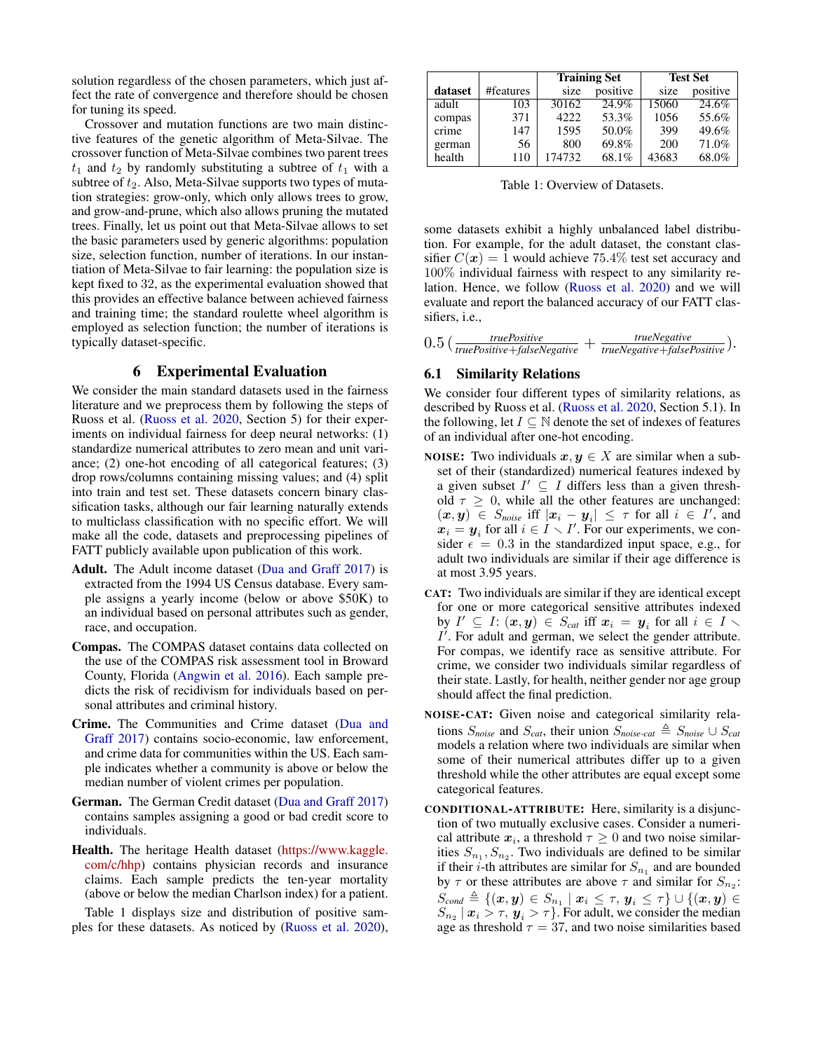solution regardless of the chosen parameters, which just affect the rate of convergence and therefore should be chosen for tuning its speed.

Crossover and mutation functions are two main distinctive features of the genetic algorithm of Meta-Silvae. The crossover function of Meta-Silvae combines two parent trees $t_1$ and $t_2$ by randomly substituting a subtree of $t_1$ with a subtree of $t_2$. Also, Meta-Silvae supports two types of mutation strategies: grow-only, which only allows trees to grow, and grow-and-prune, which also allows pruning the mutated trees. Finally, let us point out that Meta-Silvae allows to set the basic parameters used by generic algorithms: population size, selection function, number of iterations. In our instantiation of Meta-Silvae to fair learning: the population size is kept fixed to 32, as the experimental evaluation showed that this provides an effective balance between achieved fairness and training time; the standard roulette wheel algorithm is employed as selection function; the number of iterations is typically dataset-specific.

## 6 Experimental Evaluation

We consider the main standard datasets used in the fairness literature and we preprocess them by following the steps of Ruoss et al. (Ruoss et al. 2020, Section 5) for their experiments on individual fairness for deep neural networks: (1) standardize numerical attributes to zero mean and unit variance; (2) one-hot encoding of all categorical features; (3) drop rows/columns containing missing values; and (4) split into train and test set. These datasets concern binary classification tasks, although our fair learning naturally extends to multiclass classification with no specific effort. We will make all the code, datasets and preprocessing pipelines of FATT publicly available upon publication of this work.

**Adult.** The Adult income dataset (Dua and Graff 2017) is extracted from the 1994 US Census database. Every sample assigns a yearly income (below or above \$50K) to an individual based on personal attributes such as gender, race, and occupation.

**Compas.** The COMPAS dataset contains data collected on the use of the COMPAS risk assessment tool in Broward County, Florida (Angwin et al. 2016). Each sample predicts the risk of recidivism for individuals based on personal attributes and criminal history.

**Crime.** The Communities and Crime dataset (Dua and Graff 2017) contains socio-economic, law enforcement, and crime data for communities within the US. Each sample indicates whether a community is above or below the median number of violent crimes per population.

**German.** The German Credit dataset (Dua and Graff 2017) contains samples assigning a good or bad credit score to individuals.

**Health.** The heritage Health dataset (https://www.kaggle.com/c/hhp) contains physician records and insurance claims. Each sample predicts the ten-year mortality (above or below the median Charlson index) for a patient.

Table 1 displays size and distribution of positive samples for these datasets. As noticed by (Ruoss et al. 2020), some datasets exhibit a highly unbalanced label distribution. For example, for the adult dataset, the constant classifier $C(\boldsymbol{x}) = 1$ would achieve 75.4% test set accuracy and 100% individual fairness with respect to any similarity relation. Hence, we follow (Ruoss et al. 2020) and we will evaluate and report the balanced accuracy of our FATT classifiers, i.e.,

| | | Training Set | | Test Set | |
|---|---|---|---|---|---|
| **dataset** | #features | size | positive | size | positive |
| adult | 103 | 30162 | 24.9% | 15060 | 24.6% |
| compas | 371 | 4222 | 53.3% | 1056 | 55.6% |
| crime | 147 | 1595 | 50.0% | 399 | 49.6% |
| german | 56 | 800 | 69.8% | 200 | 71.0% |
| health | 110 | 174732 | 68.1% | 43683 | 68.0% |

Table 1: Overview of Datasets.

$$0.5\,\Big(\frac{\textit{truePositive}}{\textit{truePositive}+\textit{falseNegative}} + \frac{\textit{trueNegative}}{\textit{trueNegative}+\textit{falsePositive}}\Big).$$

### 6.1 Similarity Relations

We consider four different types of similarity relations, as described by Ruoss et al. (Ruoss et al. 2020, Section 5.1). In the following, let $I \subseteq \mathbb{N}$ denote the set of indexes of features of an individual after one-hot encoding.

- **NOISE:** Two individuals $\boldsymbol{x}, \boldsymbol{y} \in X$ are similar when a subset of their (standardized) numerical features indexed by a given subset $I' \subseteq I$ differs less than a given threshold $\tau \geq 0$, while all the other features are unchanged: $(\boldsymbol{x}, \boldsymbol{y}) \in S_{noise}$ iff $|\boldsymbol{x}_i - \boldsymbol{y}_i| \leq \tau$ for all $i \in I'$, and $\boldsymbol{x}_i = \boldsymbol{y}_i$ for all $i \in I \smallsetminus I'$. For our experiments, we consider $\epsilon = 0.3$ in the standardized input space, e.g., for adult two individuals are similar if their age difference is at most 3.95 years.
- **CAT:** Two individuals are similar if they are identical except for one or more categorical sensitive attributes indexed by $I' \subseteq I$: $(\boldsymbol{x}, \boldsymbol{y}) \in S_{cat}$ iff $\boldsymbol{x}_i = \boldsymbol{y}_i$ for all $i \in I \smallsetminus I'$. For adult and german, we select the gender attribute. For compas, we identify race as sensitive attribute. For crime, we consider two individuals similar regardless of their state. Lastly, for health, neither gender nor age group should affect the final prediction.
- **NOISE-CAT:** Given noise and categorical similarity relations $S_{noise}$ and $S_{cat}$, their union $S_{noise\text{-}cat} \triangleq S_{noise} \cup S_{cat}$ models a relation where two individuals are similar when some of their numerical attributes differ up to a given threshold while the other attributes are equal except some categorical features.
- **CONDITIONAL-ATTRIBUTE:** Here, similarity is a disjunction of two mutually exclusive cases. Consider a numerical attribute $\boldsymbol{x}_i$, a threshold $\tau \geq 0$ and two noise similarities $S_{n_1}, S_{n_2}$. Two individuals are defined to be similar if their $i$-th attributes are similar for $S_{n_1}$ and are bounded by $\tau$ or these attributes are above $\tau$ and similar for $S_{n_2}$: $S_{cond} \triangleq \{(\boldsymbol{x}, \boldsymbol{y}) \in S_{n_1} \mid \boldsymbol{x}_i \leq \tau, \boldsymbol{y}_i \leq \tau\} \cup \{(\boldsymbol{x}, \boldsymbol{y}) \in S_{n_2} \mid \boldsymbol{x}_i > \tau, \boldsymbol{y}_i > \tau\}$. For adult, we consider the median age as threshold $\tau = 37$, and two noise similarities based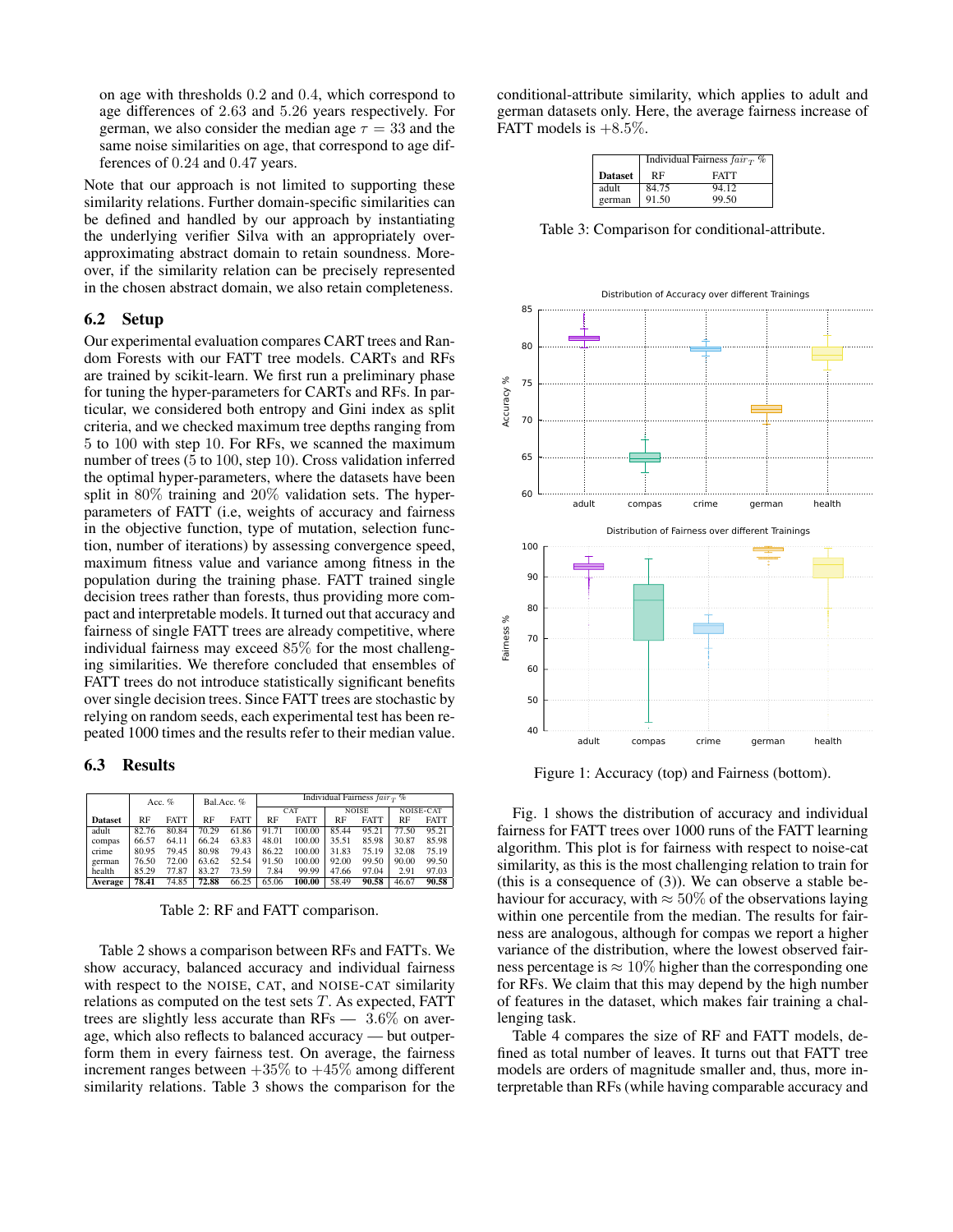on age with thresholds 0.2 and 0.4, which correspond to age differences of 2.63 and 5.26 years respectively. For german, we also consider the median age $\tau = 33$ and the same noise similarities on age, that correspond to age differences of 0.24 and 0.47 years.

Note that our approach is not limited to supporting these similarity relations. Further domain-specific similarities can be defined and handled by our approach by instantiating the underlying verifier Silva with an appropriately over-approximating abstract domain to retain soundness. Moreover, if the similarity relation can be precisely represented in the chosen abstract domain, we also retain completeness.

## 6.2 Setup

Our experimental evaluation compares CART trees and Random Forests with our FATT tree models. CARTs and RFs are trained by scikit-learn. We first run a preliminary phase for tuning the hyper-parameters for CARTs and RFs. In particular, we considered both entropy and Gini index as split criteria, and we checked maximum tree depths ranging from 5 to 100 with step 10. For RFs, we scanned the maximum number of trees (5 to 100, step 10). Cross validation inferred the optimal hyper-parameters, where the datasets have been split in 80% training and 20% validation sets. The hyper-parameters of FATT (i.e, weights of accuracy and fairness in the objective function, type of mutation, selection function, number of iterations) by assessing convergence speed, maximum fitness value and variance among fitness in the population during the training phase. FATT trained single decision trees rather than forests, thus providing more compact and interpretable models. It turned out that accuracy and fairness of single FATT trees are already competitive, where individual fairness may exceed 85% for the most challenging similarities. We therefore concluded that ensembles of FATT trees do not introduce statistically significant benefits over single decision trees. Since FATT trees are stochastic by relying on random seeds, each experimental test has been repeated 1000 times and the results refer to their median value.

## 6.3 Results

| | Acc. % | | Bal.Acc. % | | Individual Fairness $fair_T$ % | | | | | |
|---|---|---|---|---|---|---|---|---|---|---|
| | | | | | CAT | | NOISE | | NOISE-CAT | |
| **Dataset** | RF | FATT | RF | FATT | RF | FATT | RF | FATT | RF | FATT |
| adult | 82.76 | 80.84 | 70.29 | 61.86 | 91.71 | 100.00 | 85.44 | 95.21 | 77.50 | 95.21 |
| compas | 66.57 | 64.11 | 66.24 | 63.83 | 48.01 | 100.00 | 35.51 | 85.98 | 30.87 | 85.98 |
| crime | 80.95 | 79.45 | 80.98 | 79.43 | 86.22 | 100.00 | 31.83 | 75.19 | 32.08 | 75.19 |
| german | 76.50 | 72.00 | 63.62 | 52.54 | 91.50 | 100.00 | 92.00 | 99.50 | 90.00 | 99.50 |
| health | 85.29 | 77.87 | 83.27 | 73.59 | 7.84 | 99.99 | 47.66 | 97.04 | 2.91 | 97.03 |
| **Average** | **78.41** | 74.85 | **72.88** | 66.25 | 65.06 | **100.00** | 58.49 | **90.58** | 46.67 | **90.58** |

Table 2: RF and FATT comparison.

Table 2 shows a comparison between RFs and FATTs. We show accuracy, balanced accuracy and individual fairness with respect to the NOISE, CAT, and NOISE-CAT similarity relations as computed on the test sets $T$. As expected, FATT trees are slightly less accurate than RFs — 3.6% on average, which also reflects to balanced accuracy — but outperform them in every fairness test. On average, the fairness increment ranges between +35% to +45% among different similarity relations. Table 3 shows the comparison for the conditional-attribute similarity, which applies to adult and german datasets only. Here, the average fairness increase of FATT models is +8.5%.

| | Individual Fairness $fair_T$ % | |
|---|---|---|
| **Dataset** | RF | FATT |
| adult | 84.75 | 94.12 |
| german | 91.50 | 99.50 |

Table 3: Comparison for conditional-attribute.

Figure 1: Accuracy (top) and Fairness (bottom).

Fig. 1 shows the distribution of accuracy and individual fairness for FATT trees over 1000 runs of the FATT learning algorithm. This plot is for fairness with respect to noise-cat similarity, as this is the most challenging relation to train for (this is a consequence of (3)). We can observe a stable behaviour for accuracy, with $\approx 50\%$ of the observations laying within one percentile from the median. The results for fairness are analogous, although for compas we report a higher variance of the distribution, where the lowest observed fairness percentage is $\approx 10\%$ higher than the corresponding one for RFs. We claim that this may depend by the high number of features in the dataset, which makes fair training a challenging task.

Table 4 compares the size of RF and FATT models, defined as total number of leaves. It turns out that FATT tree models are orders of magnitude smaller and, thus, more interpretable than RFs (while having comparable accuracy and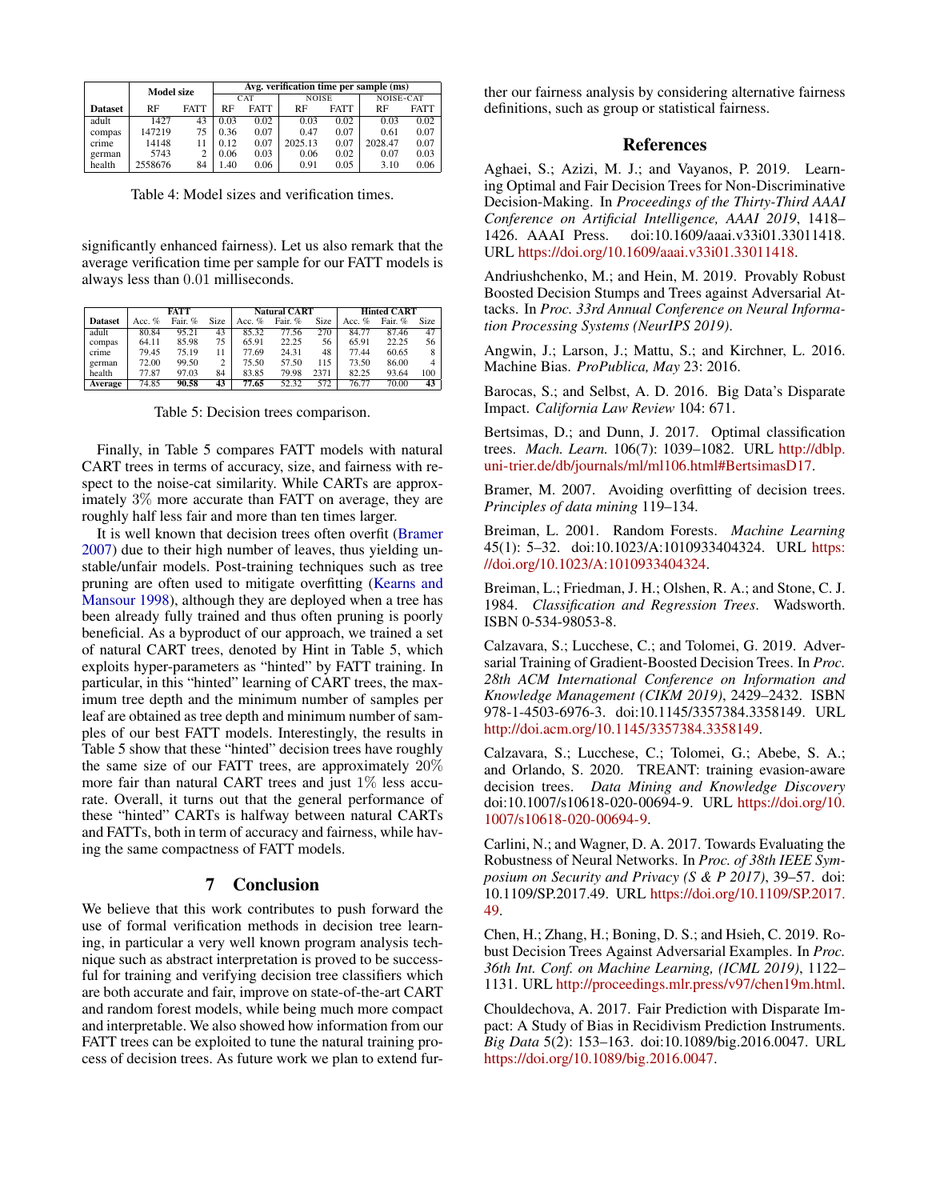| Dataset | Model size | | Avg. verification time per sample (ms) | | | | | |
|---|---|---|---|---|---|---|---|---|
| | | | CAT | | NOISE | | NOISE-CAT | |
| | RF | FATT | RF | FATT | RF | FATT | RF | FATT |
| adult | 1427 | 43 | 0.03 | 0.02 | 0.03 | 0.02 | 0.03 | 0.02 |
| compas | 147219 | 75 | 0.36 | 0.07 | 0.47 | 0.07 | 0.61 | 0.07 |
| crime | 14148 | 11 | 0.12 | 0.07 | 2025.13 | 0.07 | 2028.47 | 0.07 |
| german | 5743 | 2 | 0.06 | 0.03 | 0.06 | 0.02 | 0.07 | 0.03 |
| health | 2558676 | 84 | 1.40 | 0.06 | 0.91 | 0.05 | 3.10 | 0.06 |

Table 4: Model sizes and verification times.

significantly enhanced fairness). Let us also remark that the average verification time per sample for our FATT models is always less than $0.01$ milliseconds.

| Dataset | FATT | | | Natural CART | | | Hinted CART | | |
|---|---|---|---|---|---|---|---|---|---|
| | Acc. % | Fair. % | Size | Acc. % | Fair. % | Size | Acc. % | Fair. % | Size |
| adult | 80.84 | 95.21 | 43 | 85.32 | 77.56 | 270 | 84.77 | 87.46 | 47 |
| compas | 64.11 | 85.98 | 75 | 65.91 | 22.25 | 56 | 65.91 | 22.25 | 56 |
| crime | 79.45 | 75.19 | 11 | 77.69 | 24.31 | 48 | 77.44 | 60.65 | 8 |
| german | 72.00 | 99.50 | 2 | 75.50 | 57.50 | 115 | 73.50 | 86.00 | 4 |
| health | 77.87 | 97.03 | 84 | 83.85 | 79.98 | 2371 | 82.25 | 93.64 | 100 |
| **Average** | 74.85 | **90.58** | **43** | **77.65** | 52.32 | 572 | 76.77 | 70.00 | **43** |

Table 5: Decision trees comparison.

Finally, in Table 5 compares FATT models with natural CART trees in terms of accuracy, size, and fairness with respect to the noise-cat similarity. While CARTs are approximately $3\%$ more accurate than FATT on average, they are roughly half less fair and more than ten times larger.

It is well known that decision trees often overfit (Bramer 2007) due to their high number of leaves, thus yielding unstable/unfair models. Post-training techniques such as tree pruning are often used to mitigate overfitting (Kearns and Mansour 1998), although they are deployed when a tree has been already fully trained and thus often pruning is poorly beneficial. As a byproduct of our approach, we trained a set of natural CART trees, denoted by Hint in Table 5, which exploits hyper-parameters as "hinted" by FATT training. In particular, in this "hinted" learning of CART trees, the maximum tree depth and the minimum number of samples per leaf are obtained as tree depth and minimum number of samples of our best FATT models. Interestingly, the results in Table 5 show that these "hinted" decision trees have roughly the same size of our FATT trees, are approximately $20\%$ more fair than natural CART trees and just $1\%$ less accurate. Overall, it turns out that the general performance of these "hinted" CARTs is halfway between natural CARTs and FATTs, both in term of accuracy and fairness, while having the same compactness of FATT models.

## 7 Conclusion

We believe that this work contributes to push forward the use of formal verification methods in decision tree learning, in particular a very well known program analysis technique such as abstract interpretation is proved to be successful for training and verifying decision tree classifiers which are both accurate and fair, improve on state-of-the-art CART and random forest models, while being much more compact and interpretable. We also showed how information from our FATT trees can be exploited to tune the natural training process of decision trees. As future work we plan to extend further our fairness analysis by considering alternative fairness definitions, such as group or statistical fairness.

## References

Aghaei, S.; Azizi, M. J.; and Vayanos, P. 2019. Learning Optimal and Fair Decision Trees for Non-Discriminative Decision-Making. In *Proceedings of the Thirty-Third AAAI Conference on Artificial Intelligence, AAAI 2019*, 1418–1426. AAAI Press. doi:10.1609/aaai.v33i01.33011418. URL https://doi.org/10.1609/aaai.v33i01.33011418.

Andriushchenko, M.; and Hein, M. 2019. Provably Robust Boosted Decision Stumps and Trees against Adversarial Attacks. In *Proc. 33rd Annual Conference on Neural Information Processing Systems (NeurIPS 2019)*.

Angwin, J.; Larson, J.; Mattu, S.; and Kirchner, L. 2016. Machine Bias. *ProPublica, May* 23: 2016.

Barocas, S.; and Selbst, A. D. 2016. Big Data's Disparate Impact. *California Law Review* 104: 671.

Bertsimas, D.; and Dunn, J. 2017. Optimal classification trees. *Mach. Learn.* 106(7): 1039–1082. URL http://dblp.uni-trier.de/db/journals/ml/ml106.html#BertsimasD17.

Bramer, M. 2007. Avoiding overfitting of decision trees. *Principles of data mining* 119–134.

Breiman, L. 2001. Random Forests. *Machine Learning* 45(1): 5–32. doi:10.1023/A:1010933404324. URL https://doi.org/10.1023/A:1010933404324.

Breiman, L.; Friedman, J. H.; Olshen, R. A.; and Stone, C. J. 1984. *Classification and Regression Trees*. Wadsworth. ISBN 0-534-98053-8.

Calzavara, S.; Lucchese, C.; and Tolomei, G. 2019. Adversarial Training of Gradient-Boosted Decision Trees. In *Proc. 28th ACM International Conference on Information and Knowledge Management (CIKM 2019)*, 2429–2432. ISBN 978-1-4503-6976-3. doi:10.1145/3357384.3358149. URL http://doi.acm.org/10.1145/3357384.3358149.

Calzavara, S.; Lucchese, C.; Tolomei, G.; Abebe, S. A.; and Orlando, S. 2020. TREANT: training evasion-aware decision trees. *Data Mining and Knowledge Discovery* doi:10.1007/s10618-020-00694-9. URL https://doi.org/10.1007/s10618-020-00694-9.

Carlini, N.; and Wagner, D. A. 2017. Towards Evaluating the Robustness of Neural Networks. In *Proc. of 38th IEEE Symposium on Security and Privacy (S & P 2017)*, 39–57. doi:10.1109/SP.2017.49. URL https://doi.org/10.1109/SP.2017.49.

Chen, H.; Zhang, H.; Boning, D. S.; and Hsieh, C. 2019. Robust Decision Trees Against Adversarial Examples. In *Proc. 36th Int. Conf. on Machine Learning, (ICML 2019)*, 1122–1131. URL http://proceedings.mlr.press/v97/chen19m.html.

Chouldechova, A. 2017. Fair Prediction with Disparate Impact: A Study of Bias in Recidivism Prediction Instruments. *Big Data* 5(2): 153–163. doi:10.1089/big.2016.0047. URL https://doi.org/10.1089/big.2016.0047.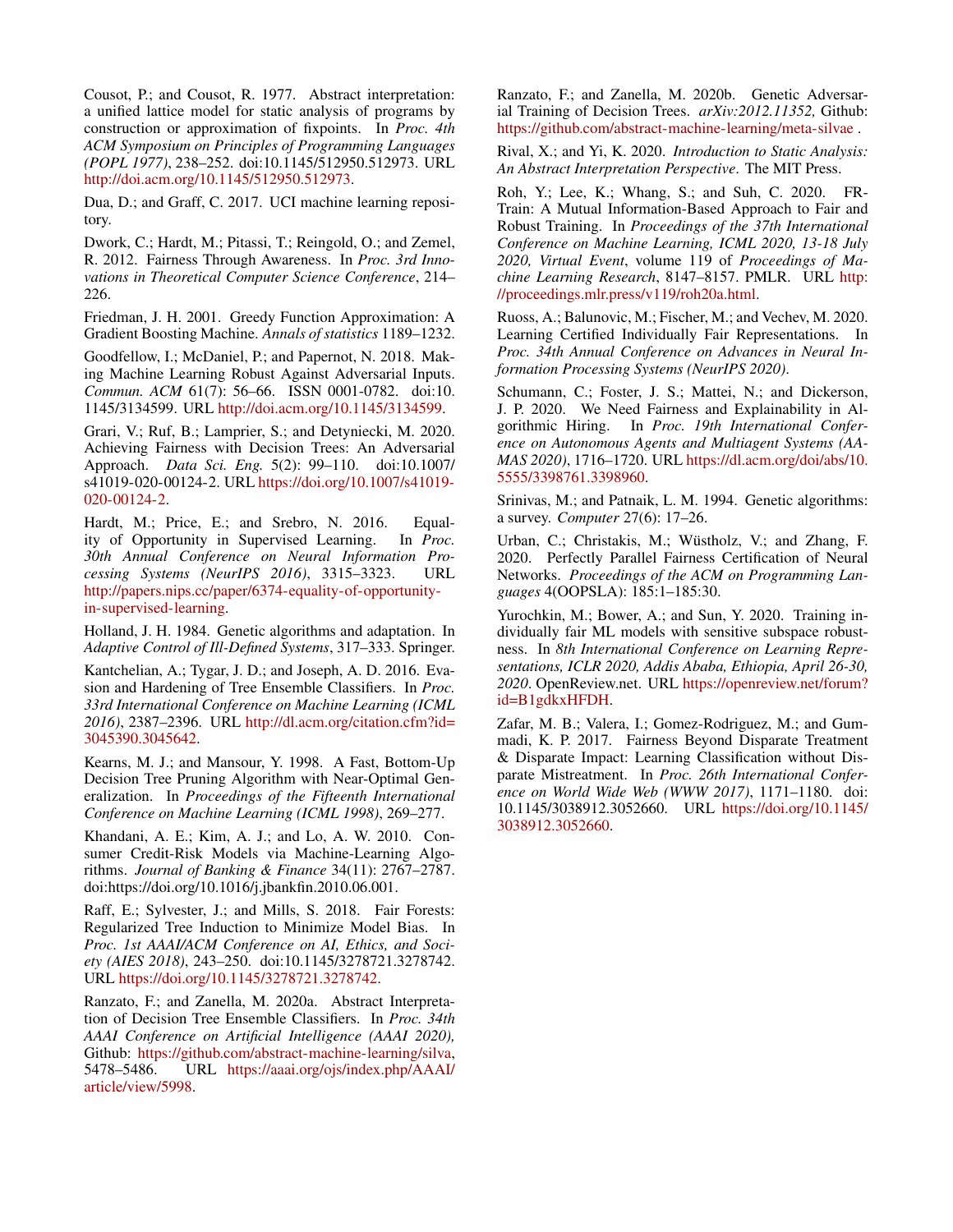Cousot, P.; and Cousot, R. 1977. Abstract interpretation: a unified lattice model for static analysis of programs by construction or approximation of fixpoints. In *Proc. 4th ACM Symposium on Principles of Programming Languages (POPL 1977)*, 238–252. doi:10.1145/512950.512973. URL http://doi.acm.org/10.1145/512950.512973.

Dua, D.; and Graff, C. 2017. UCI machine learning repository.

Dwork, C.; Hardt, M.; Pitassi, T.; Reingold, O.; and Zemel, R. 2012. Fairness Through Awareness. In *Proc. 3rd Innovations in Theoretical Computer Science Conference*, 214–226.

Friedman, J. H. 2001. Greedy Function Approximation: A Gradient Boosting Machine. *Annals of statistics* 1189–1232.

Goodfellow, I.; McDaniel, P.; and Papernot, N. 2018. Making Machine Learning Robust Against Adversarial Inputs. *Commun. ACM* 61(7): 56–66. ISSN 0001-0782. doi:10.1145/3134599. URL http://doi.acm.org/10.1145/3134599.

Grari, V.; Ruf, B.; Lamprier, S.; and Detyniecki, M. 2020. Achieving Fairness with Decision Trees: An Adversarial Approach. *Data Sci. Eng.* 5(2): 99–110. doi:10.1007/s41019-020-00124-2. URL https://doi.org/10.1007/s41019-020-00124-2.

Hardt, M.; Price, E.; and Srebro, N. 2016. Equality of Opportunity in Supervised Learning. In *Proc. 30th Annual Conference on Neural Information Processing Systems (NeurIPS 2016)*, 3315–3323. URL http://papers.nips.cc/paper/6374-equality-of-opportunity-in-supervised-learning.

Holland, J. H. 1984. Genetic algorithms and adaptation. In *Adaptive Control of Ill-Defined Systems*, 317–333. Springer.

Kantchelian, A.; Tygar, J. D.; and Joseph, A. D. 2016. Evasion and Hardening of Tree Ensemble Classifiers. In *Proc. 33rd International Conference on Machine Learning (ICML 2016)*, 2387–2396. URL http://dl.acm.org/citation.cfm?id=3045390.3045642.

Kearns, M. J.; and Mansour, Y. 1998. A Fast, Bottom-Up Decision Tree Pruning Algorithm with Near-Optimal Generalization. In *Proceedings of the Fifteenth International Conference on Machine Learning (ICML 1998)*, 269–277.

Khandani, A. E.; Kim, A. J.; and Lo, A. W. 2010. Consumer Credit-Risk Models via Machine-Learning Algorithms. *Journal of Banking & Finance* 34(11): 2767–2787. doi:https://doi.org/10.1016/j.jbankfin.2010.06.001.

Raff, E.; Sylvester, J.; and Mills, S. 2018. Fair Forests: Regularized Tree Induction to Minimize Model Bias. In *Proc. 1st AAAI/ACM Conference on AI, Ethics, and Society (AIES 2018)*, 243–250. doi:10.1145/3278721.3278742. URL https://doi.org/10.1145/3278721.3278742.

Ranzato, F.; and Zanella, M. 2020a. Abstract Interpretation of Decision Tree Ensemble Classifiers. In *Proc. 34th AAAI Conference on Artificial Intelligence (AAAI 2020),* Github: https://github.com/abstract-machine-learning/silva, 5478–5486. URL https://aaai.org/ojs/index.php/AAAI/article/view/5998.

Ranzato, F.; and Zanella, M. 2020b. Genetic Adversarial Training of Decision Trees. *arXiv:2012.11352,* Github: https://github.com/abstract-machine-learning/meta-silvae .

Rival, X.; and Yi, K. 2020. *Introduction to Static Analysis: An Abstract Interpretation Perspective*. The MIT Press.

Roh, Y.; Lee, K.; Whang, S.; and Suh, C. 2020. FR-Train: A Mutual Information-Based Approach to Fair and Robust Training. In *Proceedings of the 37th International Conference on Machine Learning, ICML 2020, 13-18 July 2020, Virtual Event*, volume 119 of *Proceedings of Machine Learning Research*, 8147–8157. PMLR. URL http://proceedings.mlr.press/v119/roh20a.html.

Ruoss, A.; Balunovic, M.; Fischer, M.; and Vechev, M. 2020. Learning Certified Individually Fair Representations. In *Proc. 34th Annual Conference on Advances in Neural Information Processing Systems (NeurIPS 2020)*.

Schumann, C.; Foster, J. S.; Mattei, N.; and Dickerson, J. P. 2020. We Need Fairness and Explainability in Algorithmic Hiring. In *Proc. 19th International Conference on Autonomous Agents and Multiagent Systems (AAMAS 2020)*, 1716–1720. URL https://dl.acm.org/doi/abs/10.5555/3398761.3398960.

Srinivas, M.; and Patnaik, L. M. 1994. Genetic algorithms: a survey. *Computer* 27(6): 17–26.

Urban, C.; Christakis, M.; Wüstholz, V.; and Zhang, F. 2020. Perfectly Parallel Fairness Certification of Neural Networks. *Proceedings of the ACM on Programming Languages* 4(OOPSLA): 185:1–185:30.

Yurochkin, M.; Bower, A.; and Sun, Y. 2020. Training individually fair ML models with sensitive subspace robustness. In *8th International Conference on Learning Representations, ICLR 2020, Addis Ababa, Ethiopia, April 26-30, 2020*. OpenReview.net. URL https://openreview.net/forum?id=B1gdkxHFDH.

Zafar, M. B.; Valera, I.; Gomez-Rodriguez, M.; and Gummadi, K. P. 2017. Fairness Beyond Disparate Treatment & Disparate Impact: Learning Classification without Disparate Mistreatment. In *Proc. 26th International Conference on World Wide Web (WWW 2017)*, 1171–1180. doi:10.1145/3038912.3052660. URL https://doi.org/10.1145/3038912.3052660.